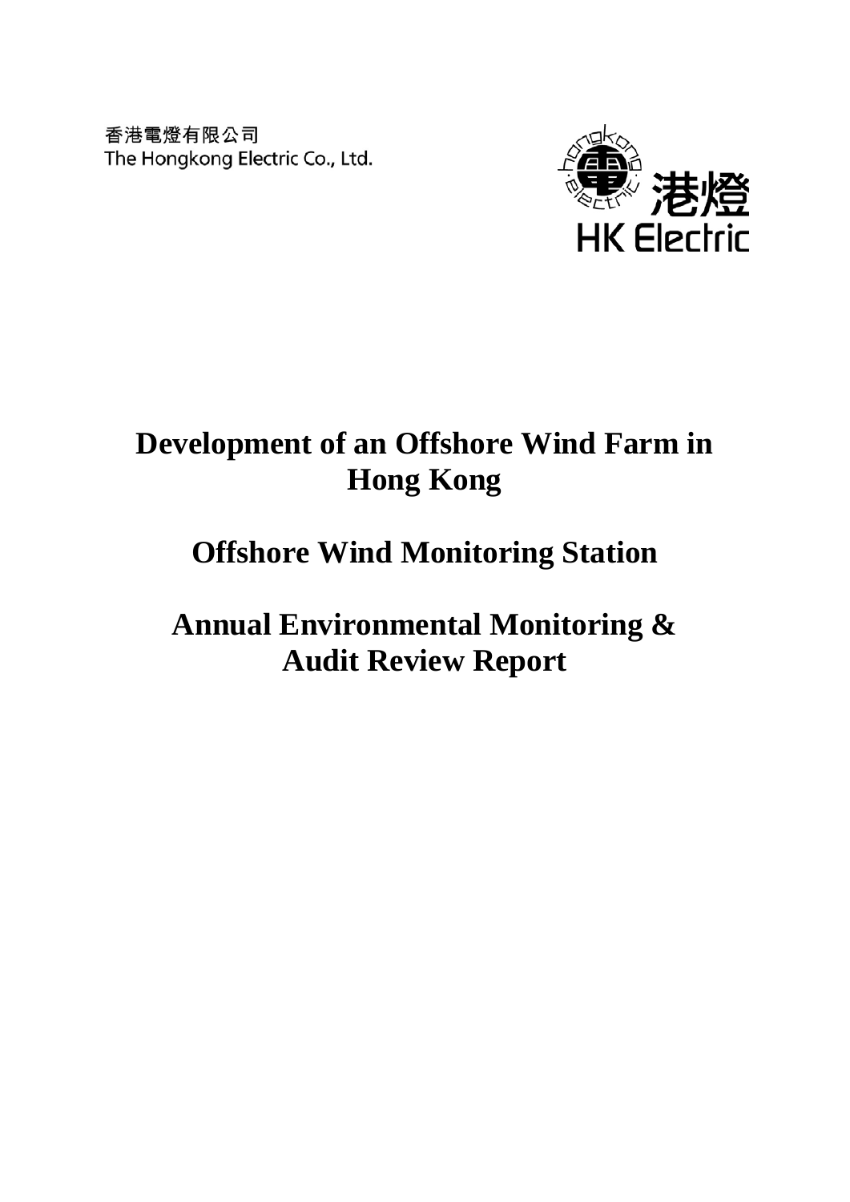香港電燈有限公司
The Hongkong Electric Co., Ltd.

港燈
HK Electric

# Development of an Offshore Wind Farm in Hong Kong

# Offshore Wind Monitoring Station

# Annual Environmental Monitoring & Audit Review Report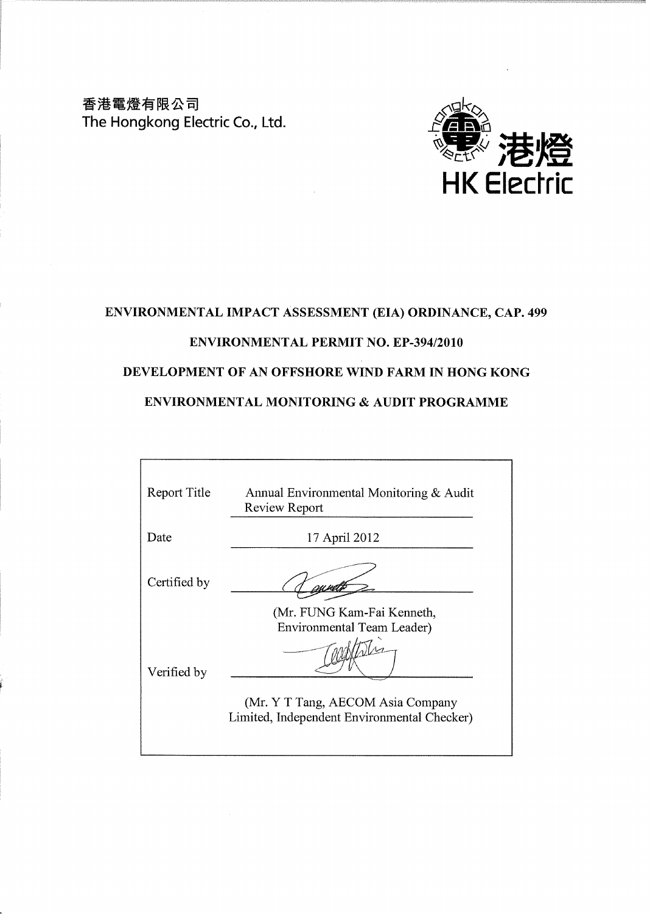香港電燈有限公司
The Hongkong Electric Co., Ltd.

港燈
HK Electric

**ENVIRONMENTAL IMPACT ASSESSMENT (EIA) ORDINANCE, CAP. 499**

**ENVIRONMENTAL PERMIT NO. EP-394/2010**

**DEVELOPMENT OF AN OFFSHORE WIND FARM IN HONG KONG**

**ENVIRONMENTAL MONITORING & AUDIT PROGRAMME**

| | |
|---|---|
| Report Title | Annual Environmental Monitoring & Audit Review Report |
| Date | 17 April 2012 |
| Certified by | (Mr. FUNG Kam-Fai Kenneth, Environmental Team Leader) |
| Verified by | (Mr. Y T Tang, AECOM Asia Company Limited, Independent Environmental Checker) |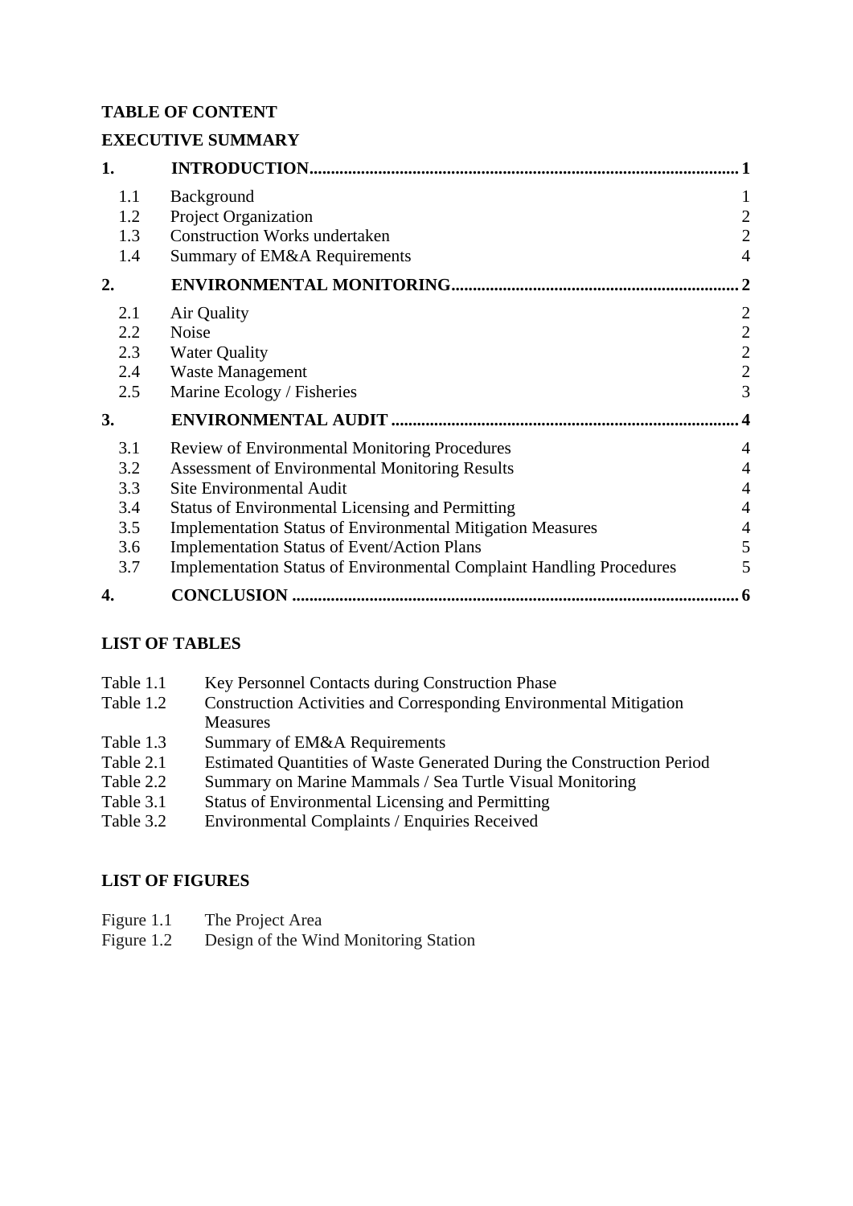**TABLE OF CONTENT**

**EXECUTIVE SUMMARY**

| | | |
|---|---|---|
| **1.** | **INTRODUCTION** | **1** |
| 1.1 | Background | 1 |
| 1.2 | Project Organization | 2 |
| 1.3 | Construction Works undertaken | 2 |
| 1.4 | Summary of EM&A Requirements | 4 |
| **2.** | **ENVIRONMENTAL MONITORING** | **2** |
| 2.1 | Air Quality | 2 |
| 2.2 | Noise | 2 |
| 2.3 | Water Quality | 2 |
| 2.4 | Waste Management | 2 |
| 2.5 | Marine Ecology / Fisheries | 3 |
| **3.** | **ENVIRONMENTAL AUDIT** | **4** |
| 3.1 | Review of Environmental Monitoring Procedures | 4 |
| 3.2 | Assessment of Environmental Monitoring Results | 4 |
| 3.3 | Site Environmental Audit | 4 |
| 3.4 | Status of Environmental Licensing and Permitting | 4 |
| 3.5 | Implementation Status of Environmental Mitigation Measures | 4 |
| 3.6 | Implementation Status of Event/Action Plans | 5 |
| 3.7 | Implementation Status of Environmental Complaint Handling Procedures | 5 |
| **4.** | **CONCLUSION** | **6** |

**LIST OF TABLES**

- Table 1.1 Key Personnel Contacts during Construction Phase
- Table 1.2 Construction Activities and Corresponding Environmental Mitigation Measures
- Table 1.3 Summary of EM&A Requirements
- Table 2.1 Estimated Quantities of Waste Generated During the Construction Period
- Table 2.2 Summary on Marine Mammals / Sea Turtle Visual Monitoring
- Table 3.1 Status of Environmental Licensing and Permitting
- Table 3.2 Environmental Complaints / Enquiries Received

**LIST OF FIGURES**

- Figure 1.1 The Project Area
- Figure 1.2 Design of the Wind Monitoring Station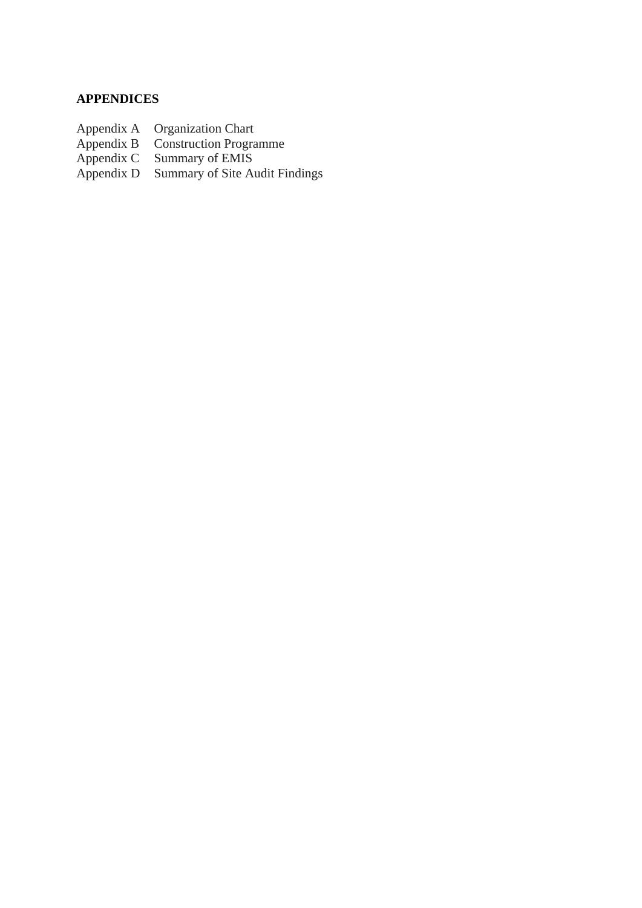**APPENDICES**

Appendix A Organization Chart
Appendix B Construction Programme
Appendix C Summary of EMIS
Appendix D Summary of Site Audit Findings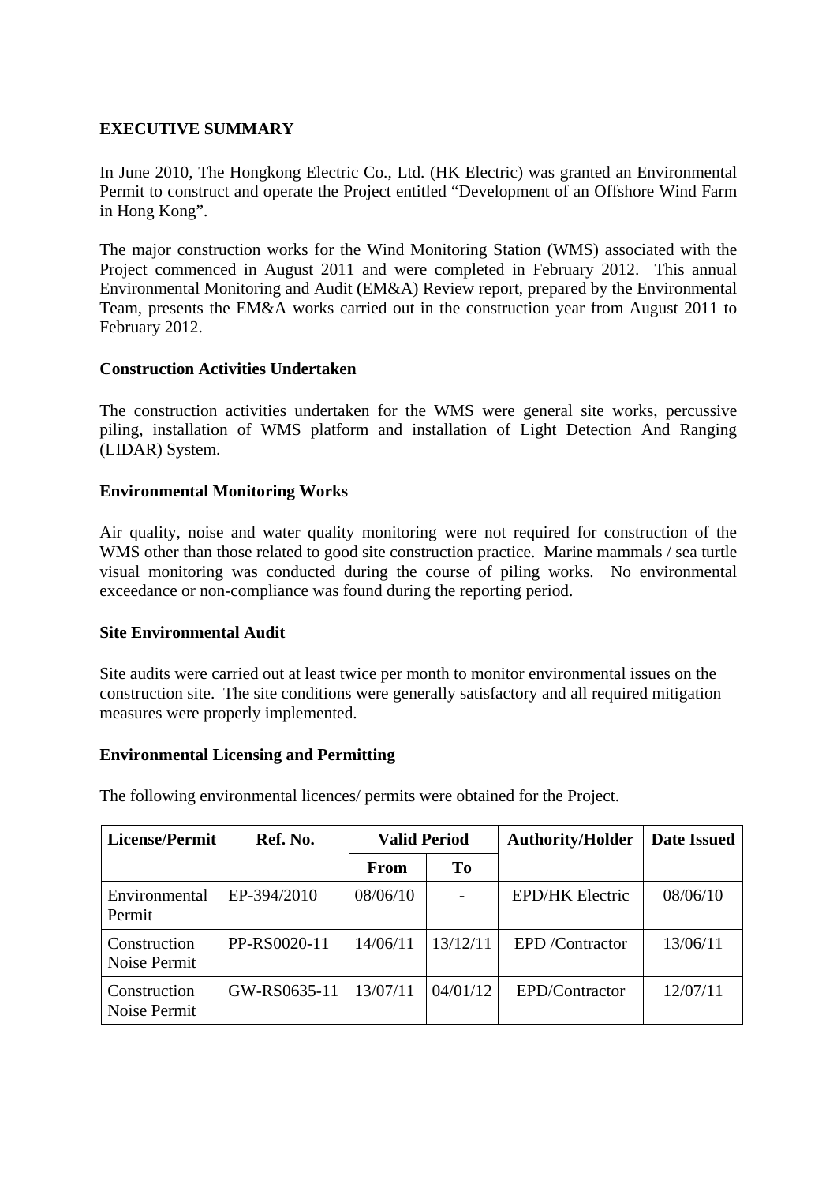## EXECUTIVE SUMMARY

In June 2010, The Hongkong Electric Co., Ltd. (HK Electric) was granted an Environmental Permit to construct and operate the Project entitled "Development of an Offshore Wind Farm in Hong Kong".

The major construction works for the Wind Monitoring Station (WMS) associated with the Project commenced in August 2011 and were completed in February 2012. This annual Environmental Monitoring and Audit (EM&A) Review report, prepared by the Environmental Team, presents the EM&A works carried out in the construction year from August 2011 to February 2012.

### Construction Activities Undertaken

The construction activities undertaken for the WMS were general site works, percussive piling, installation of WMS platform and installation of Light Detection And Ranging (LIDAR) System.

### Environmental Monitoring Works

Air quality, noise and water quality monitoring were not required for construction of the WMS other than those related to good site construction practice. Marine mammals / sea turtle visual monitoring was conducted during the course of piling works. No environmental exceedance or non-compliance was found during the reporting period.

### Site Environmental Audit

Site audits were carried out at least twice per month to monitor environmental issues on the construction site. The site conditions were generally satisfactory and all required mitigation measures were properly implemented.

### Environmental Licensing and Permitting

The following environmental licences/ permits were obtained for the Project.

| License/Permit | Ref. No. | Valid Period | | Authority/Holder | Date Issued |
|---|---|---|---|---|---|
| | | From | To | | |
| Environmental Permit | EP-394/2010 | 08/06/10 | - | EPD/HK Electric | 08/06/10 |
| Construction Noise Permit | PP-RS0020-11 | 14/06/11 | 13/12/11 | EPD /Contractor | 13/06/11 |
| Construction Noise Permit | GW-RS0635-11 | 13/07/11 | 04/01/12 | EPD/Contractor | 12/07/11 |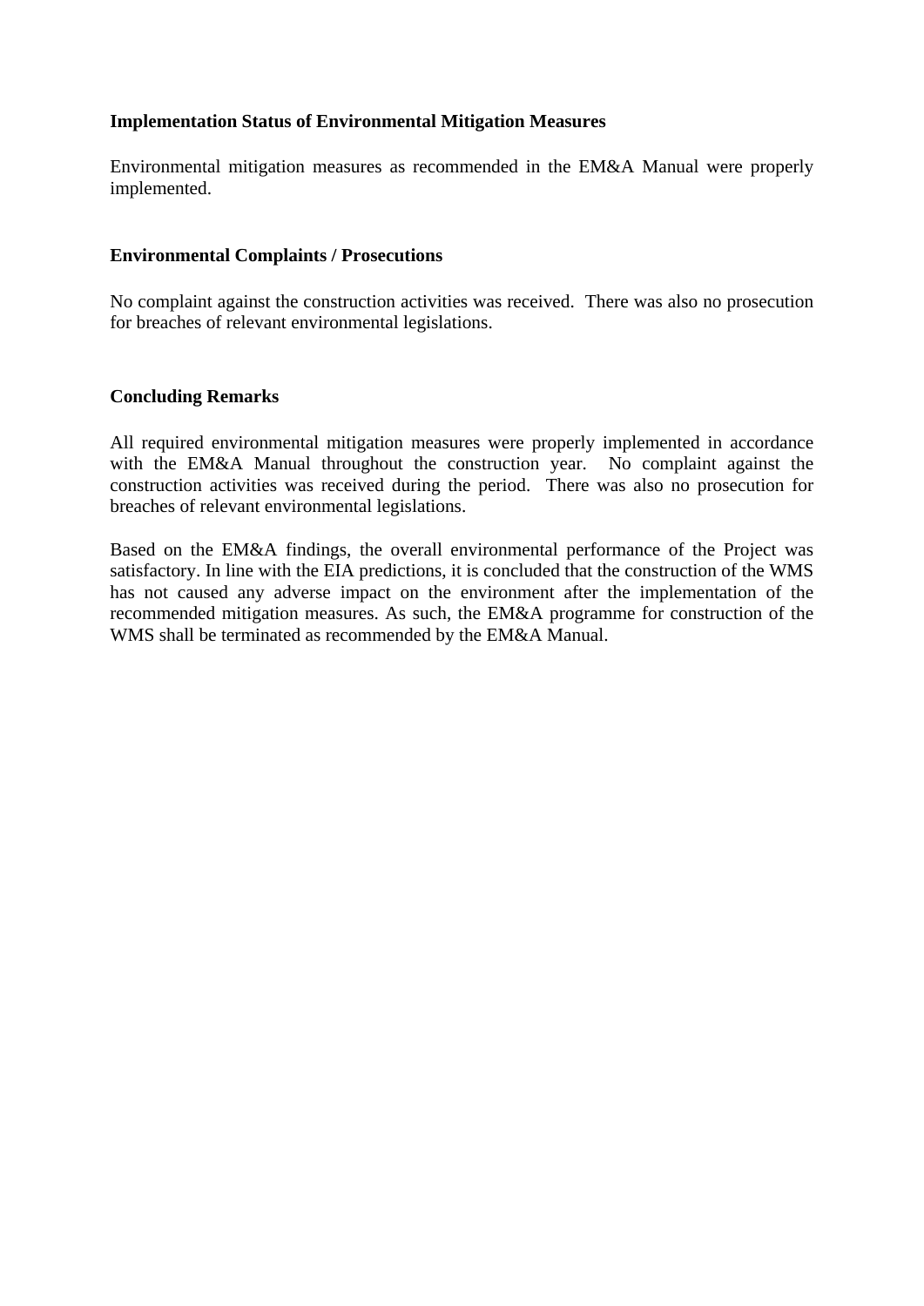**Implementation Status of Environmental Mitigation Measures**

Environmental mitigation measures as recommended in the EM&A Manual were properly implemented.

**Environmental Complaints / Prosecutions**

No complaint against the construction activities was received. There was also no prosecution for breaches of relevant environmental legislations.

**Concluding Remarks**

All required environmental mitigation measures were properly implemented in accordance with the EM&A Manual throughout the construction year. No complaint against the construction activities was received during the period. There was also no prosecution for breaches of relevant environmental legislations.

Based on the EM&A findings, the overall environmental performance of the Project was satisfactory. In line with the EIA predictions, it is concluded that the construction of the WMS has not caused any adverse impact on the environment after the implementation of the recommended mitigation measures. As such, the EM&A programme for construction of the WMS shall be terminated as recommended by the EM&A Manual.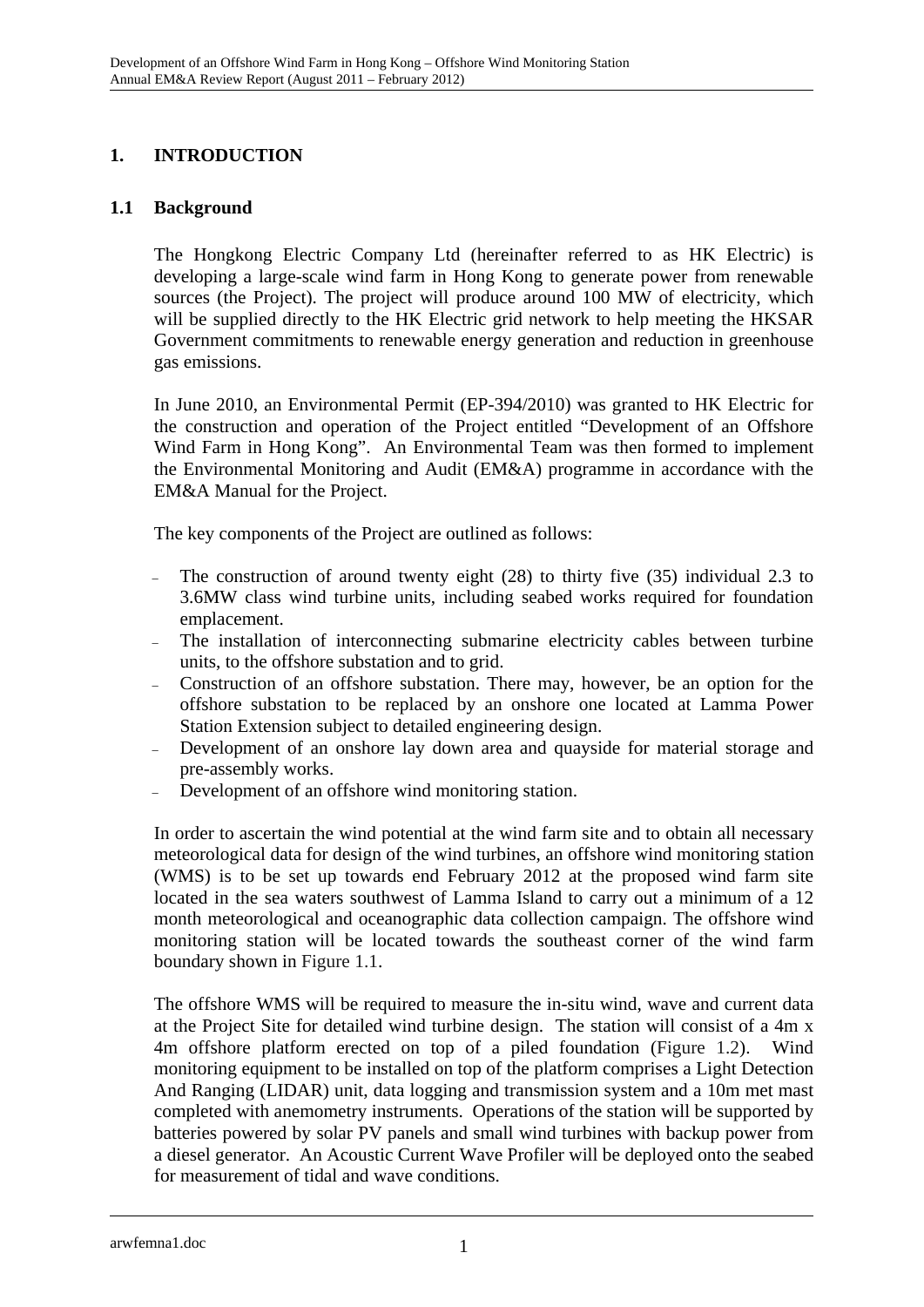# 1. INTRODUCTION

## 1.1 Background

The Hongkong Electric Company Ltd (hereinafter referred to as HK Electric) is developing a large-scale wind farm in Hong Kong to generate power from renewable sources (the Project). The project will produce around 100 MW of electricity, which will be supplied directly to the HK Electric grid network to help meeting the HKSAR Government commitments to renewable energy generation and reduction in greenhouse gas emissions.

In June 2010, an Environmental Permit (EP-394/2010) was granted to HK Electric for the construction and operation of the Project entitled "Development of an Offshore Wind Farm in Hong Kong". An Environmental Team was then formed to implement the Environmental Monitoring and Audit (EM&A) programme in accordance with the EM&A Manual for the Project.

The key components of the Project are outlined as follows:

- The construction of around twenty eight (28) to thirty five (35) individual 2.3 to 3.6MW class wind turbine units, including seabed works required for foundation emplacement.
- The installation of interconnecting submarine electricity cables between turbine units, to the offshore substation and to grid.
- Construction of an offshore substation. There may, however, be an option for the offshore substation to be replaced by an onshore one located at Lamma Power Station Extension subject to detailed engineering design.
- Development of an onshore lay down area and quayside for material storage and pre-assembly works.
- Development of an offshore wind monitoring station.

In order to ascertain the wind potential at the wind farm site and to obtain all necessary meteorological data for design of the wind turbines, an offshore wind monitoring station (WMS) is to be set up towards end February 2012 at the proposed wind farm site located in the sea waters southwest of Lamma Island to carry out a minimum of a 12 month meteorological and oceanographic data collection campaign. The offshore wind monitoring station will be located towards the southeast corner of the wind farm boundary shown in Figure 1.1.

The offshore WMS will be required to measure the in-situ wind, wave and current data at the Project Site for detailed wind turbine design. The station will consist of a 4m x 4m offshore platform erected on top of a piled foundation (Figure 1.2). Wind monitoring equipment to be installed on top of the platform comprises a Light Detection And Ranging (LIDAR) unit, data logging and transmission system and a 10m met mast completed with anemometry instruments. Operations of the station will be supported by batteries powered by solar PV panels and small wind turbines with backup power from a diesel generator. An Acoustic Current Wave Profiler will be deployed onto the seabed for measurement of tidal and wave conditions.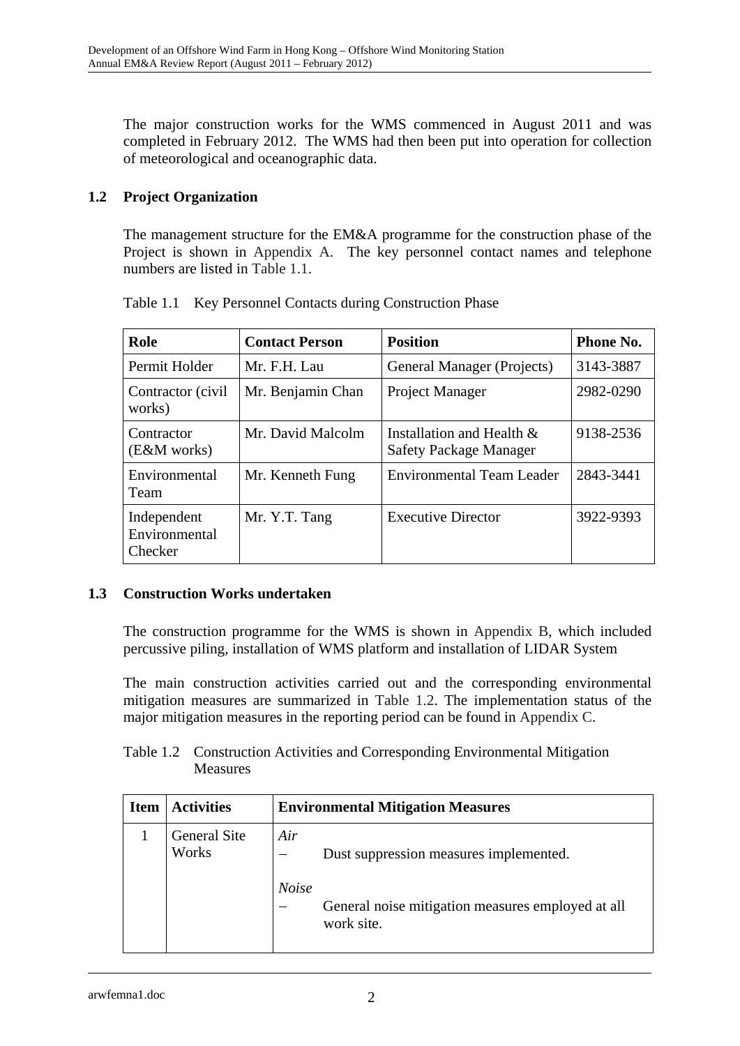The major construction works for the WMS commenced in August 2011 and was completed in February 2012. The WMS had then been put into operation for collection of meteorological and oceanographic data.

## 1.2 Project Organization

The management structure for the EM&A programme for the construction phase of the Project is shown in Appendix A. The key personnel contact names and telephone numbers are listed in Table 1.1.

Table 1.1 Key Personnel Contacts during Construction Phase

| Role | Contact Person | Position | Phone No. |
|---|---|---|---|
| Permit Holder | Mr. F.H. Lau | General Manager (Projects) | 3143-3887 |
| Contractor (civil works) | Mr. Benjamin Chan | Project Manager | 2982-0290 |
| Contractor (E&M works) | Mr. David Malcolm | Installation and Health & Safety Package Manager | 9138-2536 |
| Environmental Team | Mr. Kenneth Fung | Environmental Team Leader | 2843-3441 |
| Independent Environmental Checker | Mr. Y.T. Tang | Executive Director | 3922-9393 |

## 1.3 Construction Works undertaken

The construction programme for the WMS is shown in Appendix B, which included percussive piling, installation of WMS platform and installation of LIDAR System

The main construction activities carried out and the corresponding environmental mitigation measures are summarized in Table 1.2. The implementation status of the major mitigation measures in the reporting period can be found in Appendix C.

Table 1.2 Construction Activities and Corresponding Environmental Mitigation Measures

| Item | Activities | Environmental Mitigation Measures |
|---|---|---|
| 1 | General Site Works | *Air*<br>– Dust suppression measures implemented.<br><br>*Noise*<br>– General noise mitigation measures employed at all work site. |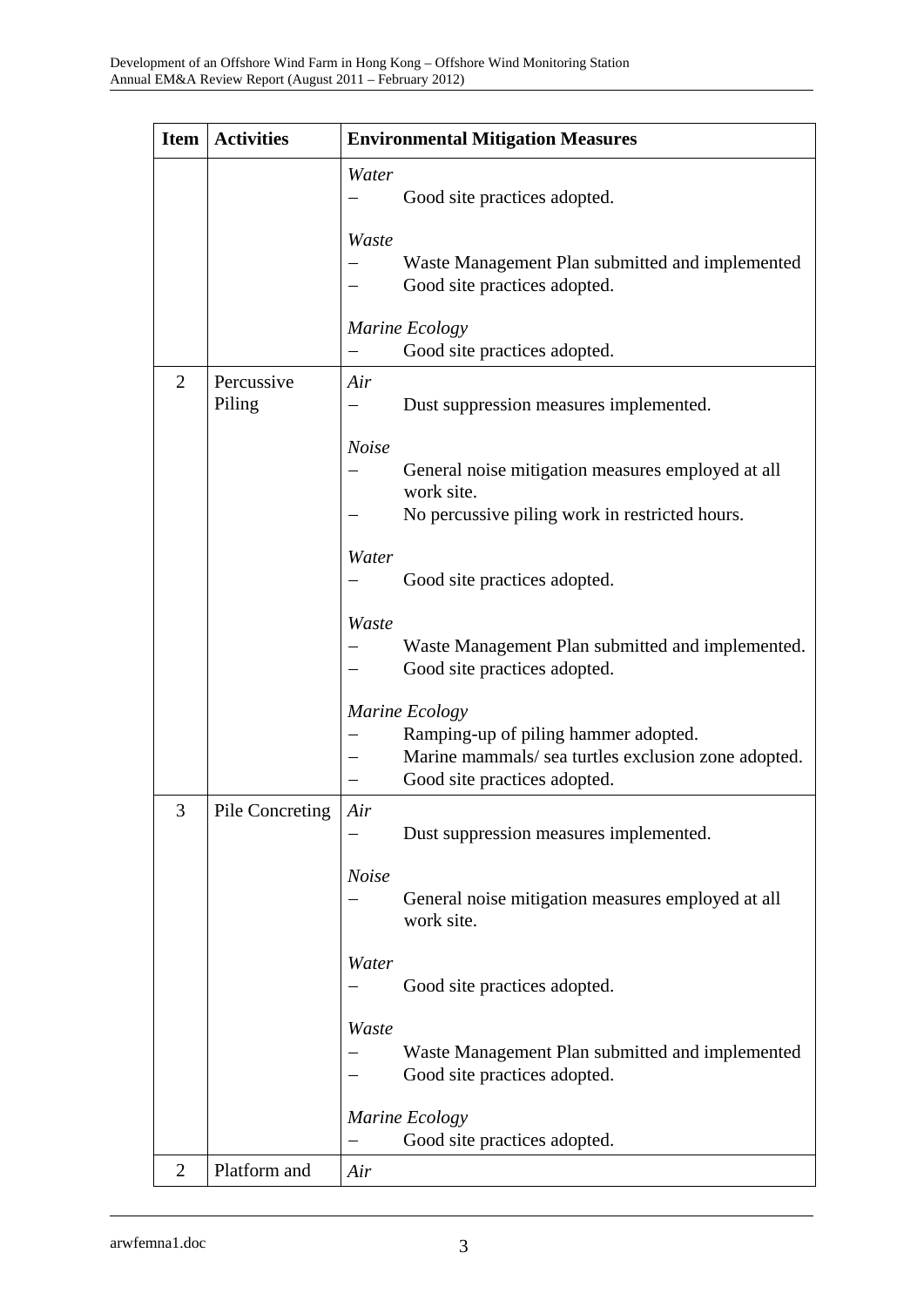| Item | Activities | Environmental Mitigation Measures |
|---|---|---|
| | | *Water*<br>– Good site practices adopted.<br><br>*Waste*<br>– Waste Management Plan submitted and implemented<br>– Good site practices adopted.<br><br>*Marine Ecology*<br>– Good site practices adopted. |
| 2 | Percussive Piling | *Air*<br>– Dust suppression measures implemented.<br><br>*Noise*<br>– General noise mitigation measures employed at all work site.<br>– No percussive piling work in restricted hours.<br><br>*Water*<br>– Good site practices adopted.<br><br>*Waste*<br>– Waste Management Plan submitted and implemented.<br>– Good site practices adopted.<br><br>*Marine Ecology*<br>– Ramping-up of piling hammer adopted.<br>– Marine mammals/ sea turtles exclusion zone adopted.<br>– Good site practices adopted. |
| 3 | Pile Concreting | *Air*<br>– Dust suppression measures implemented.<br><br>*Noise*<br>– General noise mitigation measures employed at all work site.<br><br>*Water*<br>– Good site practices adopted.<br><br>*Waste*<br>– Waste Management Plan submitted and implemented<br>– Good site practices adopted.<br><br>*Marine Ecology*<br>– Good site practices adopted. |
| 2 | Platform and | *Air* |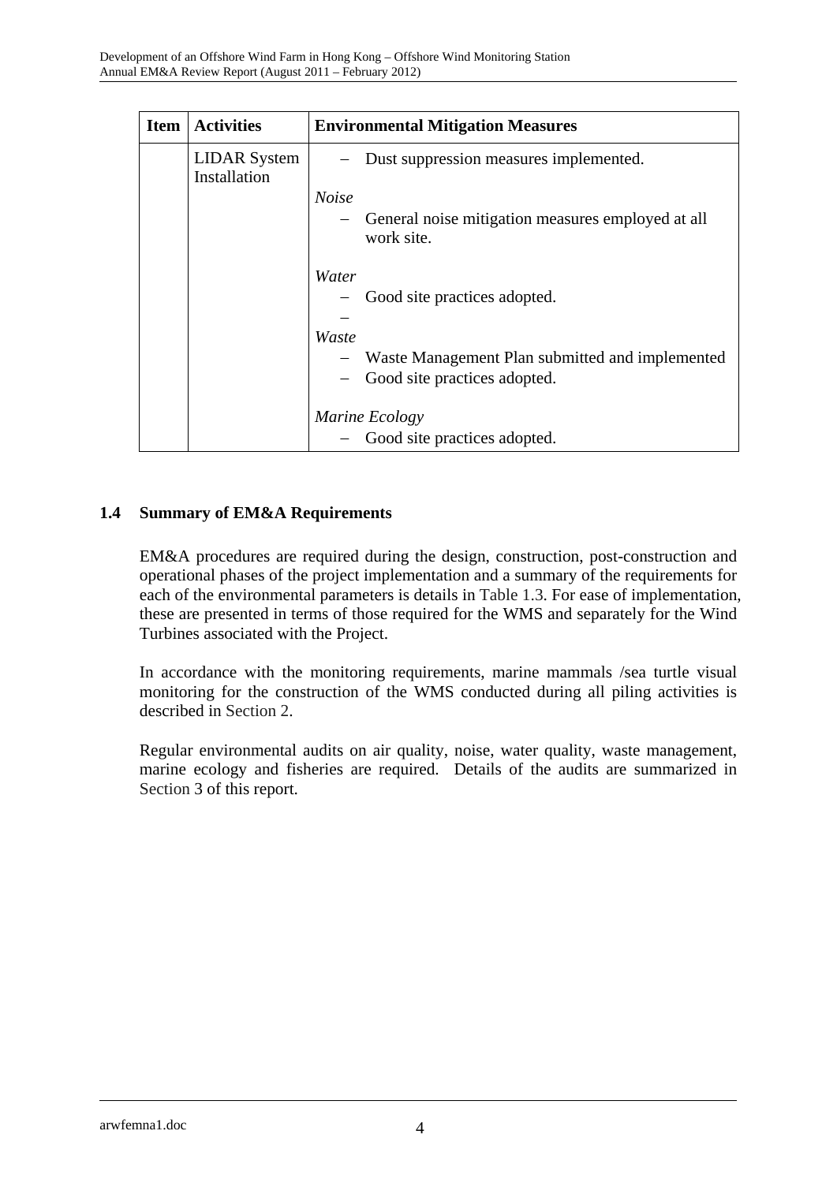| Item | Activities | Environmental Mitigation Measures |
| --- | --- | --- |
| | LIDAR System Installation | – Dust suppression measures implemented.<br><br>*Noise*<br>– General noise mitigation measures employed at all work site.<br><br>*Water*<br>– Good site practices adopted.<br>–<br>*Waste*<br>– Waste Management Plan submitted and implemented<br>– Good site practices adopted.<br><br>*Marine Ecology*<br>– Good site practices adopted. |

## 1.4 Summary of EM&A Requirements

EM&A procedures are required during the design, construction, post-construction and operational phases of the project implementation and a summary of the requirements for each of the environmental parameters is details in Table 1.3. For ease of implementation, these are presented in terms of those required for the WMS and separately for the Wind Turbines associated with the Project.

In accordance with the monitoring requirements, marine mammals /sea turtle visual monitoring for the construction of the WMS conducted during all piling activities is described in Section 2.

Regular environmental audits on air quality, noise, water quality, waste management, marine ecology and fisheries are required. Details of the audits are summarized in Section 3 of this report.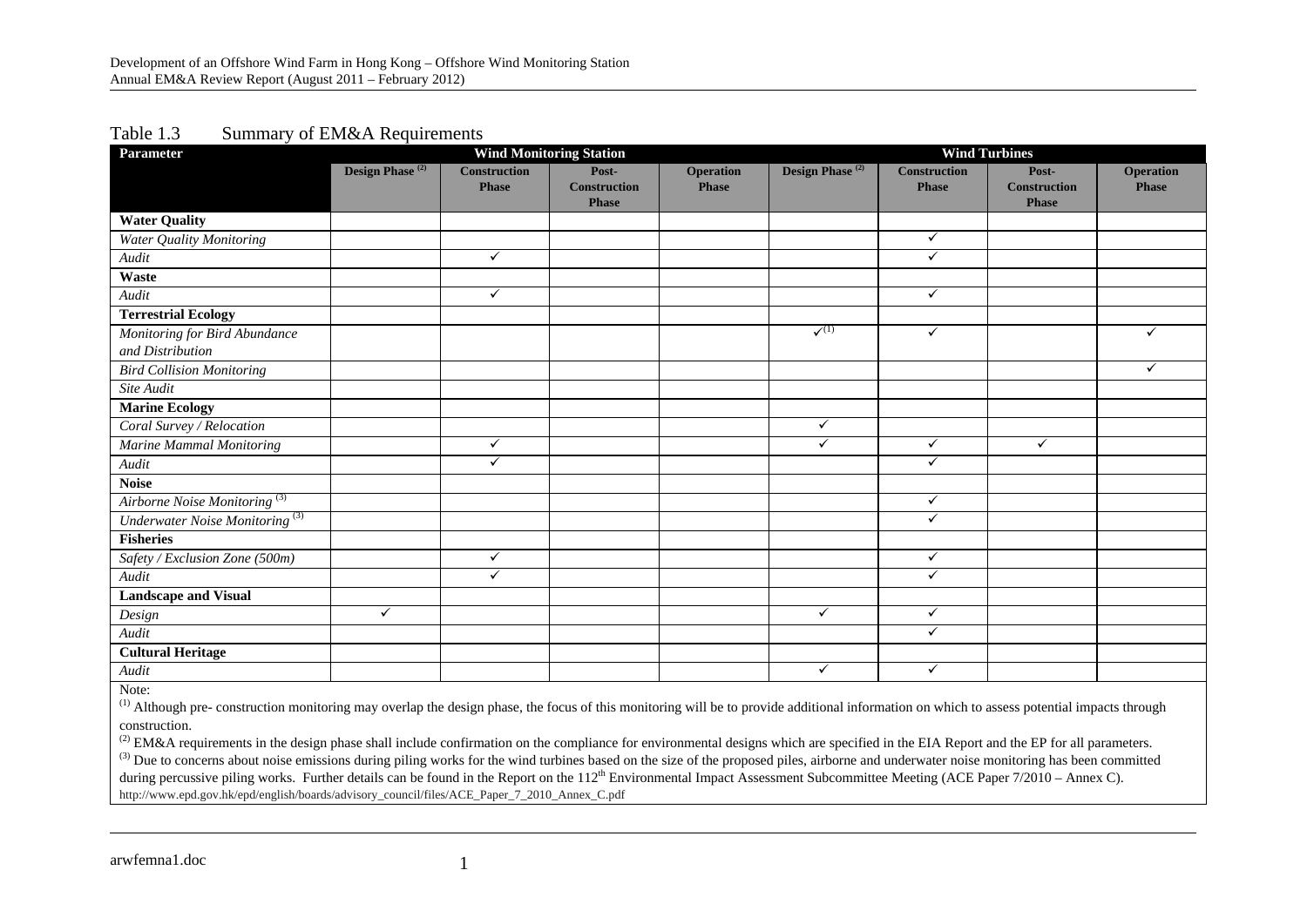Table 1.3 Summary of EM&A Requirements

| Parameter | Wind Monitoring Station | | | | Wind Turbines | | | |
|---|---|---|---|---|---|---|---|---|
| | Design Phase [(2)] | Construction Phase | Post-Construction Phase | Operation Phase | Design Phase [(2)] | Construction Phase | Post-Construction Phase | Operation Phase |
| **Water Quality** | | | | | | | | |
| *Water Quality Monitoring* | | | | | | ✓ | | |
| *Audit* | | ✓ | | | | ✓ | | |
| **Waste** | | | | | | | | |
| *Audit* | | ✓ | | | | ✓ | | |
| **Terrestrial Ecology** | | | | | | | | |
| *Monitoring for Bird Abundance and Distribution* | | | | | ✓[(1)] | ✓ | | ✓ |
| *Bird Collision Monitoring* | | | | | | | | ✓ |
| *Site Audit* | | | | | | | | |
| **Marine Ecology** | | | | | | | | |
| *Coral Survey / Relocation* | | | | | ✓ | | | |
| *Marine Mammal Monitoring* | | ✓ | | | ✓ | ✓ | ✓ | |
| *Audit* | | ✓ | | | | ✓ | | |
| **Noise** | | | | | | | | |
| *Airborne Noise Monitoring* [(3)] | | | | | | ✓ | | |
| *Underwater Noise Monitoring* [(3)] | | | | | | ✓ | | |
| **Fisheries** | | | | | | | | |
| *Safety / Exclusion Zone (500m)* | | ✓ | | | | ✓ | | |
| *Audit* | | ✓ | | | | ✓ | | |
| **Landscape and Visual** | | | | | | | | |
| *Design* | ✓ | | | | ✓ | ✓ | | |
| *Audit* | | | | | | ✓ | | |
| **Cultural Heritage** | | | | | | | | |
| *Audit* | | | | | ✓ | ✓ | | |

Note:

(1) Although pre- construction monitoring may overlap the design phase, the focus of this monitoring will be to provide additional information on which to assess potential impacts through construction.

(2) EM&A requirements in the design phase shall include confirmation on the compliance for environmental designs which are specified in the EIA Report and the EP for all parameters.

(3) Due to concerns about noise emissions during piling works for the wind turbines based on the size of the proposed piles, airborne and underwater noise monitoring has been committed during percussive piling works. Further details can be found in the Report on the 112th Environmental Impact Assessment Subcommittee Meeting (ACE Paper 7/2010 – Annex C). http://www.epd.gov.hk/epd/english/boards/advisory_council/files/ACE_Paper_7_2010_Annex_C.pdf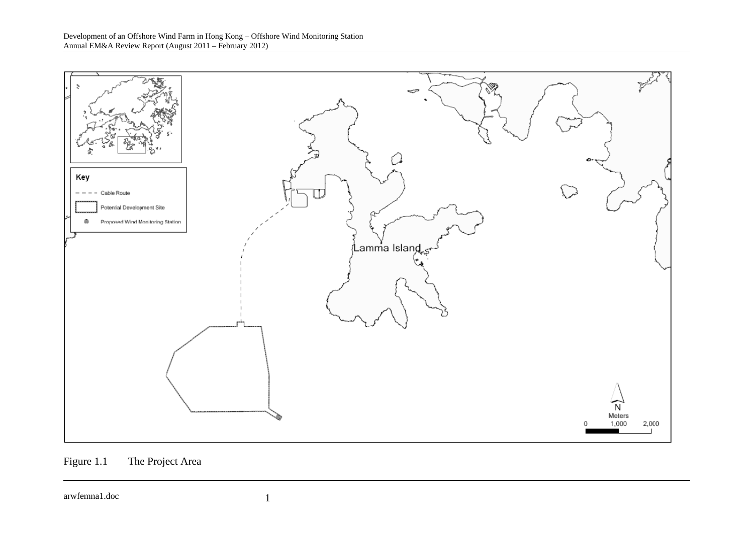Figure 1.1 The Project Area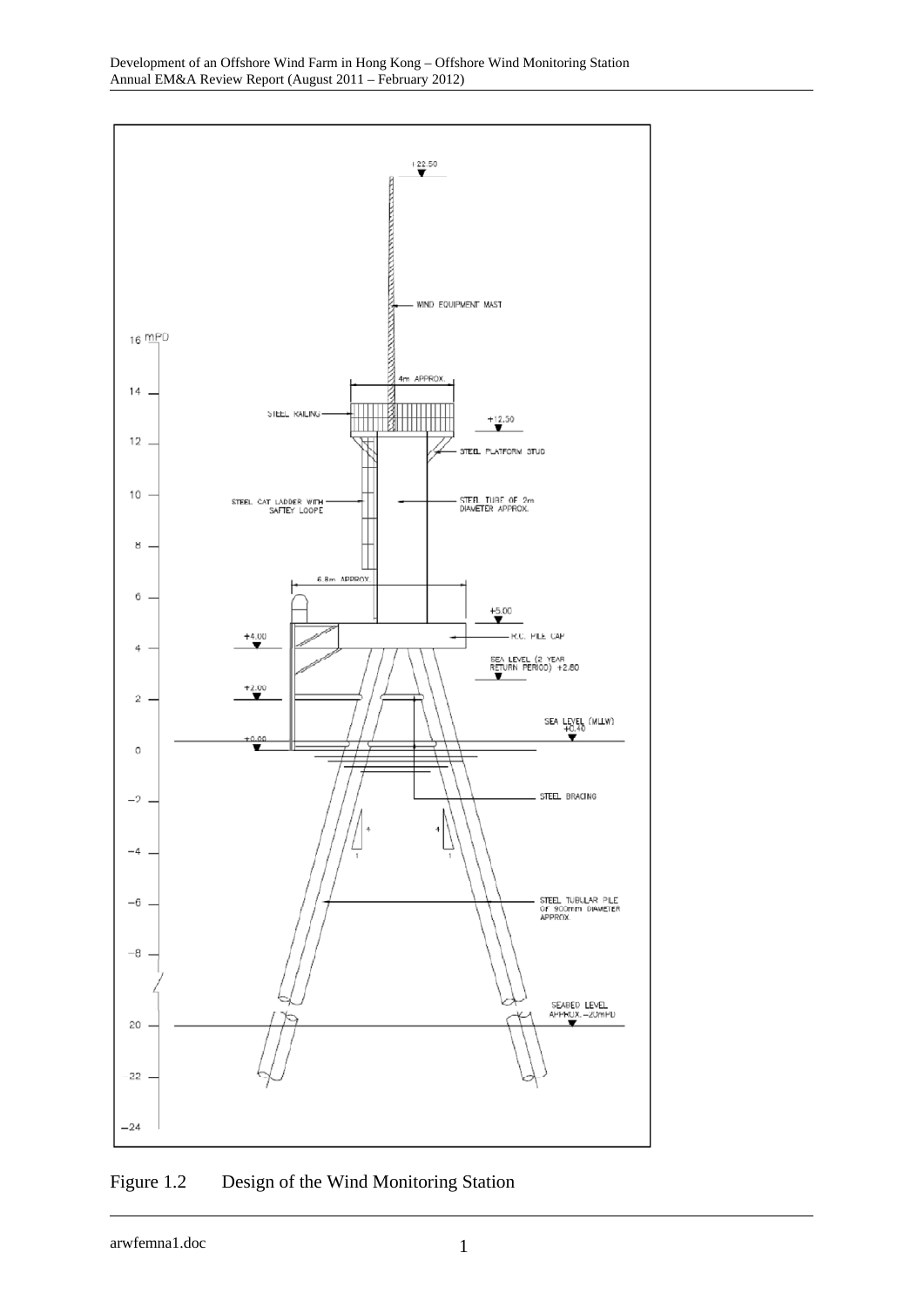Figure 1.2 Design of the Wind Monitoring Station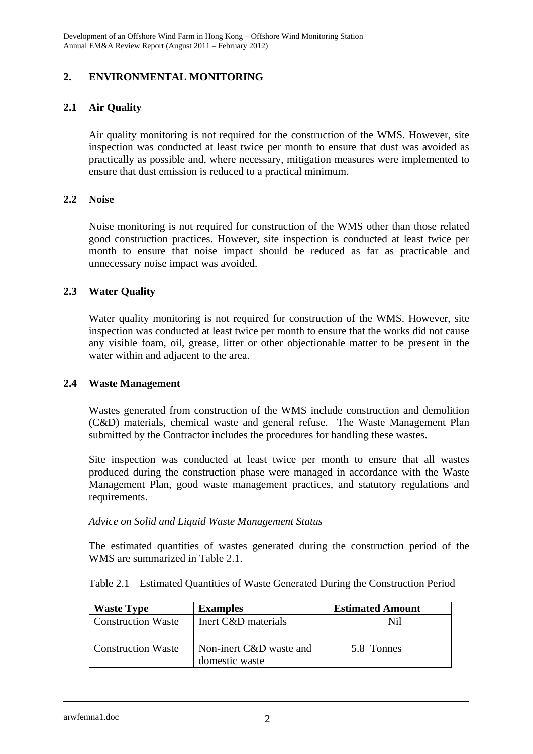## 2. ENVIRONMENTAL MONITORING

### 2.1 Air Quality

Air quality monitoring is not required for the construction of the WMS. However, site inspection was conducted at least twice per month to ensure that dust was avoided as practically as possible and, where necessary, mitigation measures were implemented to ensure that dust emission is reduced to a practical minimum.

### 2.2 Noise

Noise monitoring is not required for construction of the WMS other than those related good construction practices. However, site inspection is conducted at least twice per month to ensure that noise impact should be reduced as far as practicable and unnecessary noise impact was avoided.

### 2.3 Water Quality

Water quality monitoring is not required for construction of the WMS. However, site inspection was conducted at least twice per month to ensure that the works did not cause any visible foam, oil, grease, litter or other objectionable matter to be present in the water within and adjacent to the area.

### 2.4 Waste Management

Wastes generated from construction of the WMS include construction and demolition (C&D) materials, chemical waste and general refuse. The Waste Management Plan submitted by the Contractor includes the procedures for handling these wastes.

Site inspection was conducted at least twice per month to ensure that all wastes produced during the construction phase were managed in accordance with the Waste Management Plan, good waste management practices, and statutory regulations and requirements.

*Advice on Solid and Liquid Waste Management Status*

The estimated quantities of wastes generated during the construction period of the WMS are summarized in Table 2.1.

Table 2.1 Estimated Quantities of Waste Generated During the Construction Period

| Waste Type | Examples | Estimated Amount |
|---|---|---|
| Construction Waste | Inert C&D materials | Nil |
| Construction Waste | Non-inert C&D waste and domestic waste | 5.8 Tonnes |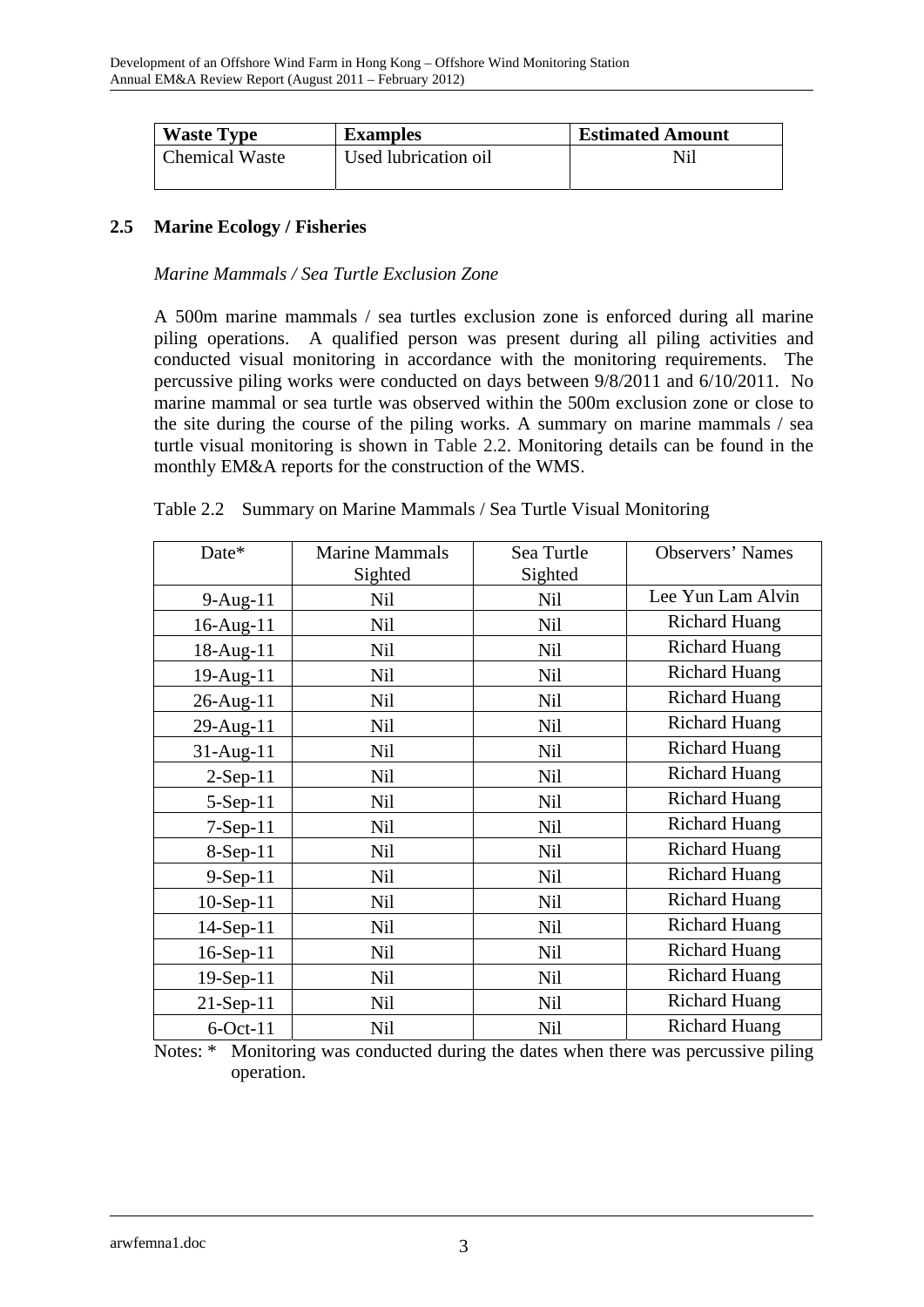| Waste Type | Examples | Estimated Amount |
|---|---|---|
| Chemical Waste | Used lubrication oil | Nil |

## 2.5 Marine Ecology / Fisheries

*Marine Mammals / Sea Turtle Exclusion Zone*

A 500m marine mammals / sea turtles exclusion zone is enforced during all marine piling operations. A qualified person was present during all piling activities and conducted visual monitoring in accordance with the monitoring requirements. The percussive piling works were conducted on days between 9/8/2011 and 6/10/2011. No marine mammal or sea turtle was observed within the 500m exclusion zone or close to the site during the course of the piling works. A summary on marine mammals / sea turtle visual monitoring is shown in Table 2.2. Monitoring details can be found in the monthly EM&A reports for the construction of the WMS.

Table 2.2 Summary on Marine Mammals / Sea Turtle Visual Monitoring

| Date* | Marine Mammals Sighted | Sea Turtle Sighted | Observers' Names |
|---|---|---|---|
| 9-Aug-11 | Nil | Nil | Lee Yun Lam Alvin |
| 16-Aug-11 | Nil | Nil | Richard Huang |
| 18-Aug-11 | Nil | Nil | Richard Huang |
| 19-Aug-11 | Nil | Nil | Richard Huang |
| 26-Aug-11 | Nil | Nil | Richard Huang |
| 29-Aug-11 | Nil | Nil | Richard Huang |
| 31-Aug-11 | Nil | Nil | Richard Huang |
| 2-Sep-11 | Nil | Nil | Richard Huang |
| 5-Sep-11 | Nil | Nil | Richard Huang |
| 7-Sep-11 | Nil | Nil | Richard Huang |
| 8-Sep-11 | Nil | Nil | Richard Huang |
| 9-Sep-11 | Nil | Nil | Richard Huang |
| 10-Sep-11 | Nil | Nil | Richard Huang |
| 14-Sep-11 | Nil | Nil | Richard Huang |
| 16-Sep-11 | Nil | Nil | Richard Huang |
| 19-Sep-11 | Nil | Nil | Richard Huang |
| 21-Sep-11 | Nil | Nil | Richard Huang |
| 6-Oct-11 | Nil | Nil | Richard Huang |

Notes: * Monitoring was conducted during the dates when there was percussive piling operation.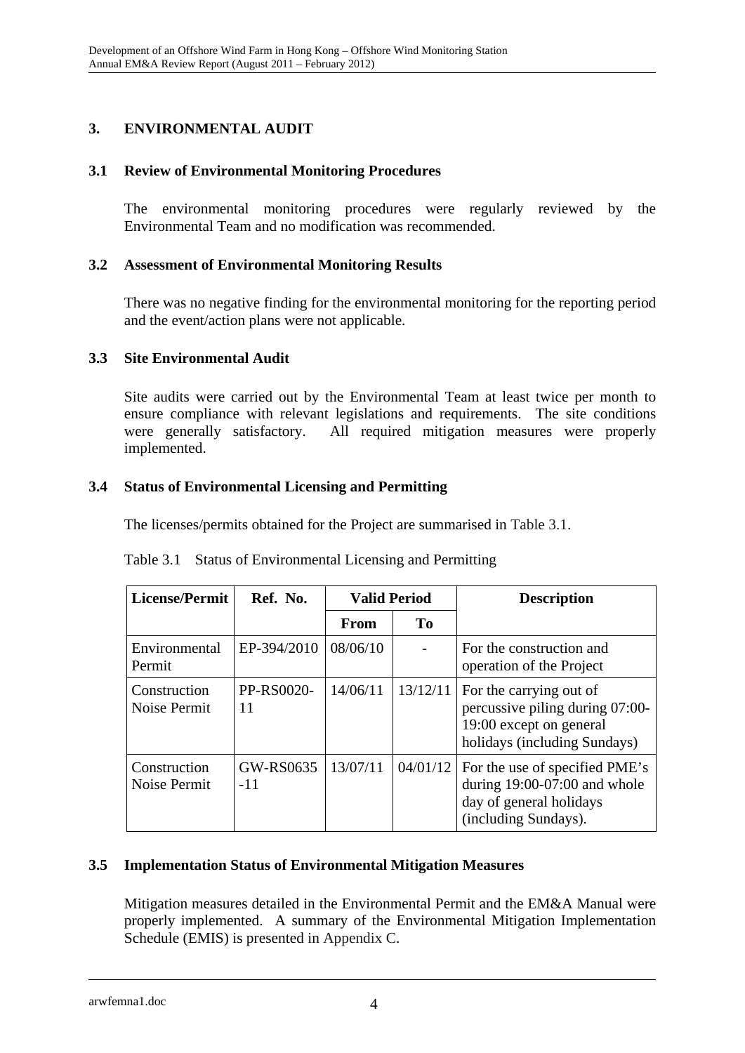# 3. ENVIRONMENTAL AUDIT

## 3.1 Review of Environmental Monitoring Procedures

The environmental monitoring procedures were regularly reviewed by the Environmental Team and no modification was recommended.

## 3.2 Assessment of Environmental Monitoring Results

There was no negative finding for the environmental monitoring for the reporting period and the event/action plans were not applicable.

## 3.3 Site Environmental Audit

Site audits were carried out by the Environmental Team at least twice per month to ensure compliance with relevant legislations and requirements. The site conditions were generally satisfactory. All required mitigation measures were properly implemented.

## 3.4 Status of Environmental Licensing and Permitting

The licenses/permits obtained for the Project are summarised in Table 3.1.

Table 3.1 Status of Environmental Licensing and Permitting

| License/Permit | Ref. No. | Valid Period | | Description |
|---|---|---|---|---|
| | | From | To | |
| Environmental Permit | EP-394/2010 | 08/06/10 | - | For the construction and operation of the Project |
| Construction Noise Permit | PP-RS0020-11 | 14/06/11 | 13/12/11 | For the carrying out of percussive piling during 07:00-19:00 except on general holidays (including Sundays) |
| Construction Noise Permit | GW-RS0635-11 | 13/07/11 | 04/01/12 | For the use of specified PME's during 19:00-07:00 and whole day of general holidays (including Sundays). |

## 3.5 Implementation Status of Environmental Mitigation Measures

Mitigation measures detailed in the Environmental Permit and the EM&A Manual were properly implemented. A summary of the Environmental Mitigation Implementation Schedule (EMIS) is presented in Appendix C.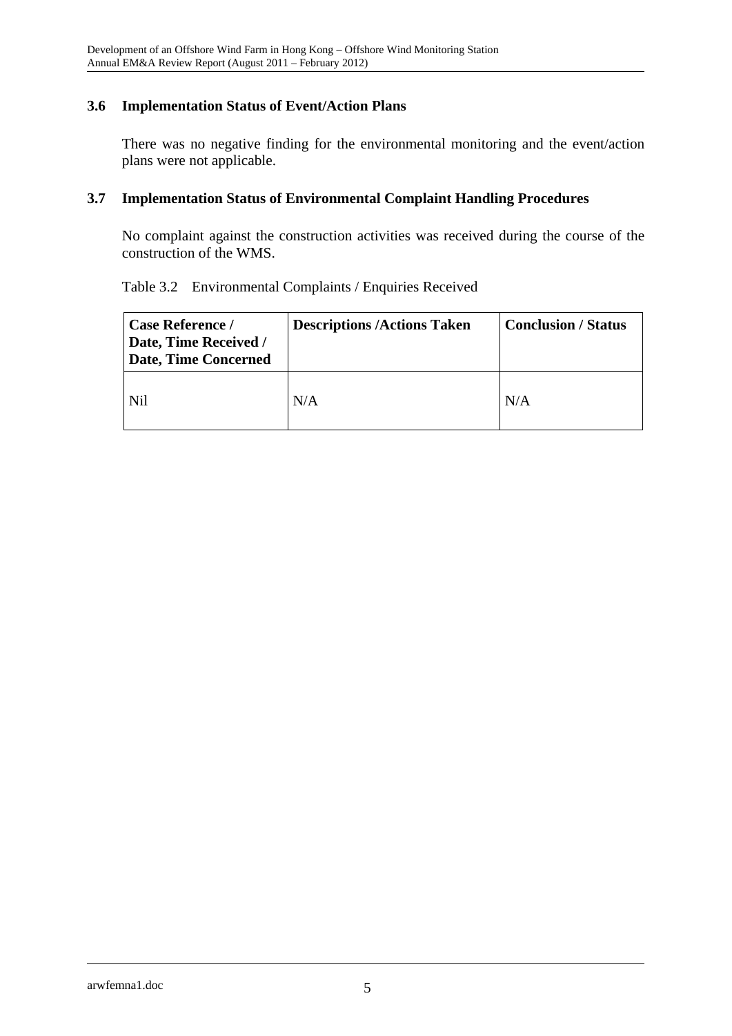### 3.6 Implementation Status of Event/Action Plans

There was no negative finding for the environmental monitoring and the event/action plans were not applicable.

### 3.7 Implementation Status of Environmental Complaint Handling Procedures

No complaint against the construction activities was received during the course of the construction of the WMS.

Table 3.2 Environmental Complaints / Enquiries Received

| **Case Reference / Date, Time Received / Date, Time Concerned** | **Descriptions /Actions Taken** | **Conclusion / Status** |
|---|---|---|
| Nil | N/A | N/A |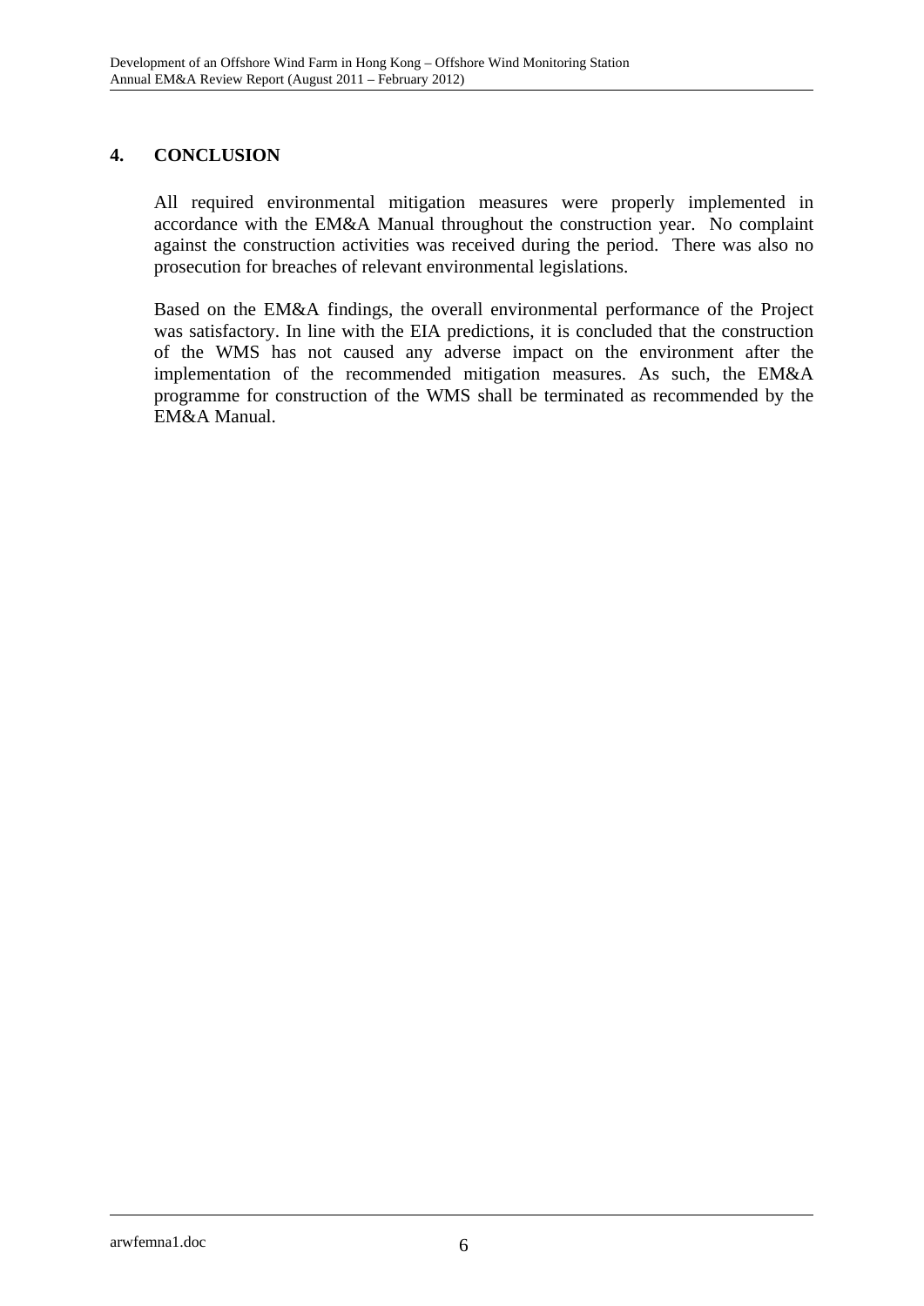## 4. CONCLUSION

All required environmental mitigation measures were properly implemented in accordance with the EM&A Manual throughout the construction year. No complaint against the construction activities was received during the period. There was also no prosecution for breaches of relevant environmental legislations.

Based on the EM&A findings, the overall environmental performance of the Project was satisfactory. In line with the EIA predictions, it is concluded that the construction of the WMS has not caused any adverse impact on the environment after the implementation of the recommended mitigation measures. As such, the EM&A programme for construction of the WMS shall be terminated as recommended by the EM&A Manual.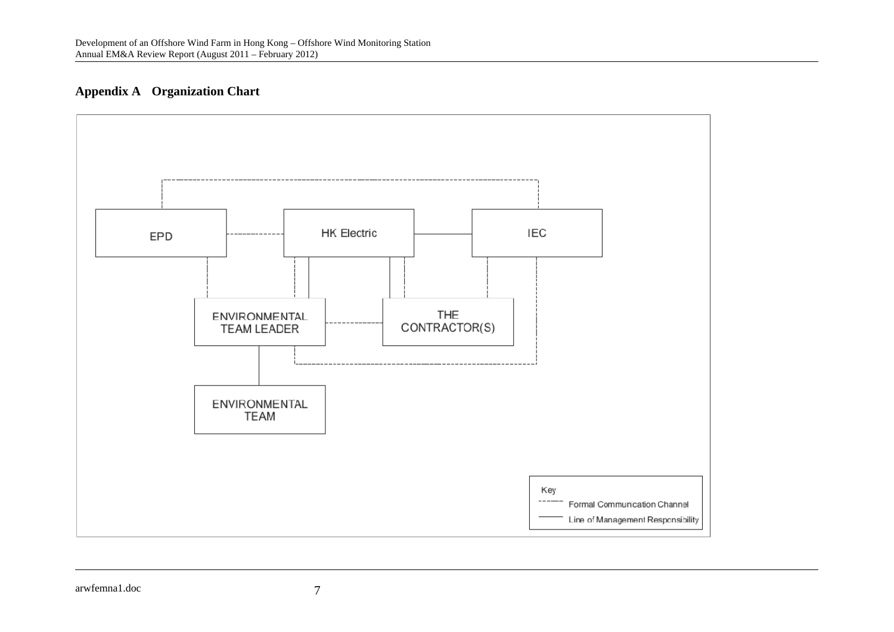## Appendix A Organization Chart

EPD

HK Electric

IEC

ENVIRONMENTAL TEAM LEADER

THE CONTRACTOR(S)

ENVIRONMENTAL TEAM

Key

Formal Communication Channel

Line of Management Responsibility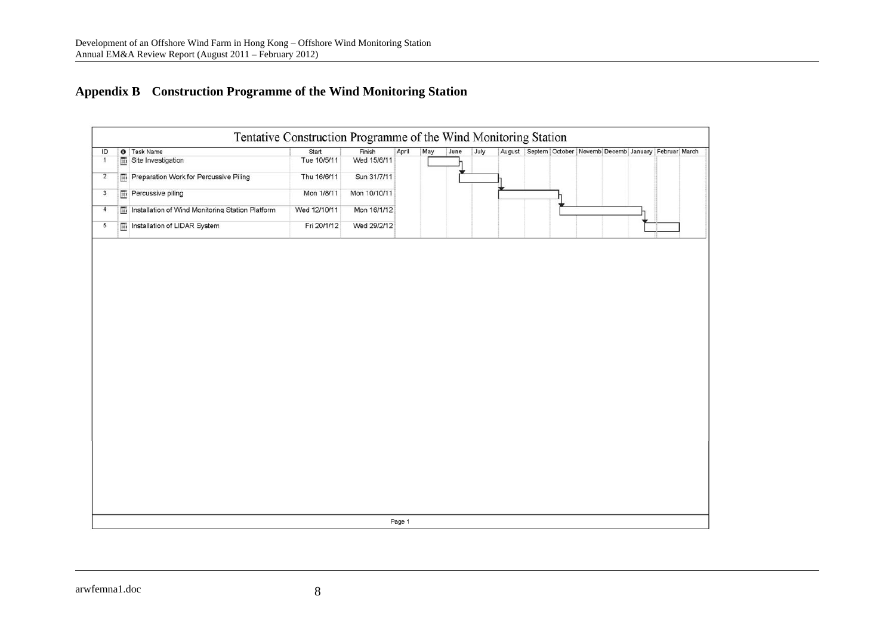## Appendix B Construction Programme of the Wind Monitoring Station

**Tentative Construction Programme of the Wind Monitoring Station**

| ID | Task Name | Start | Finish |
|---|---|---|---|
| 1 | Site Investigation | Tue 10/5/11 | Wed 15/6/11 |
| 2 | Preparation Work for Percussive Piling | Thu 16/6/11 | Sun 31/7/11 |
| 3 | Percussive piling | Mon 1/8/11 | Mon 10/10/11 |
| 4 | Installation of Wind Monitoring Station Platform | Wed 12/10/11 | Mon 16/1/12 |
| 5 | Installation of LIDAR System | Fri 20/1/12 | Wed 29/2/12 |

Page 1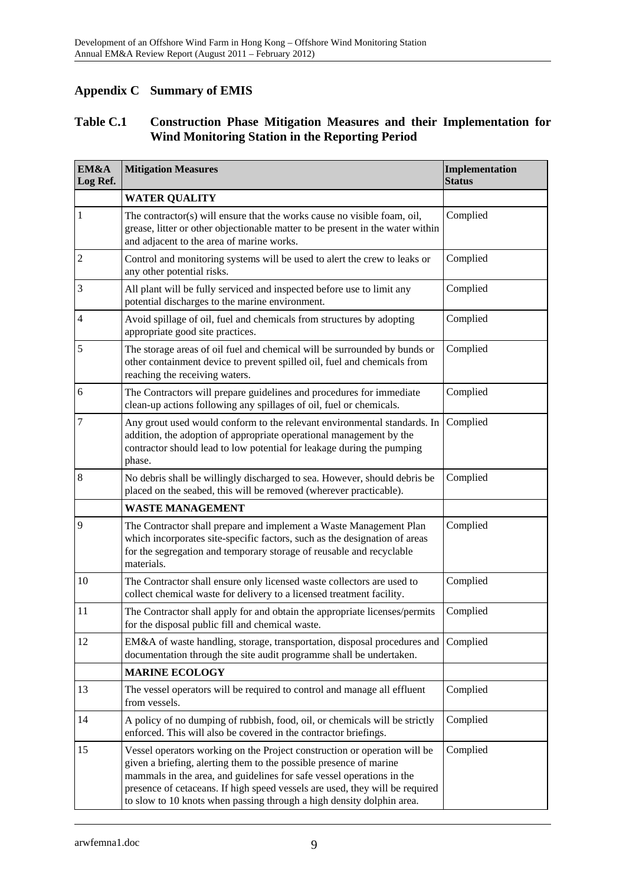## Appendix C Summary of EMIS

### Table C.1 Construction Phase Mitigation Measures and their Implementation for Wind Monitoring Station in the Reporting Period

| EM&A Log Ref. | Mitigation Measures | Implementation Status |
|---|---|---|
| | **WATER QUALITY** | |
| 1 | The contractor(s) will ensure that the works cause no visible foam, oil, grease, litter or other objectionable matter to be present in the water within and adjacent to the area of marine works. | Complied |
| 2 | Control and monitoring systems will be used to alert the crew to leaks or any other potential risks. | Complied |
| 3 | All plant will be fully serviced and inspected before use to limit any potential discharges to the marine environment. | Complied |
| 4 | Avoid spillage of oil, fuel and chemicals from structures by adopting appropriate good site practices. | Complied |
| 5 | The storage areas of oil fuel and chemical will be surrounded by bunds or other containment device to prevent spilled oil, fuel and chemicals from reaching the receiving waters. | Complied |
| 6 | The Contractors will prepare guidelines and procedures for immediate clean-up actions following any spillages of oil, fuel or chemicals. | Complied |
| 7 | Any grout used would conform to the relevant environmental standards. In addition, the adoption of appropriate operational management by the contractor should lead to low potential for leakage during the pumping phase. | Complied |
| 8 | No debris shall be willingly discharged to sea. However, should debris be placed on the seabed, this will be removed (wherever practicable). | Complied |
| | **WASTE MANAGEMENT** | |
| 9 | The Contractor shall prepare and implement a Waste Management Plan which incorporates site-specific factors, such as the designation of areas for the segregation and temporary storage of reusable and recyclable materials. | Complied |
| 10 | The Contractor shall ensure only licensed waste collectors are used to collect chemical waste for delivery to a licensed treatment facility. | Complied |
| 11 | The Contractor shall apply for and obtain the appropriate licenses/permits for the disposal public fill and chemical waste. | Complied |
| 12 | EM&A of waste handling, storage, transportation, disposal procedures and documentation through the site audit programme shall be undertaken. | Complied |
| | **MARINE ECOLOGY** | |
| 13 | The vessel operators will be required to control and manage all effluent from vessels. | Complied |
| 14 | A policy of no dumping of rubbish, food, oil, or chemicals will be strictly enforced. This will also be covered in the contractor briefings. | Complied |
| 15 | Vessel operators working on the Project construction or operation will be given a briefing, alerting them to the possible presence of marine mammals in the area, and guidelines for safe vessel operations in the presence of cetaceans. If high speed vessels are used, they will be required to slow to 10 knots when passing through a high density dolphin area. | Complied |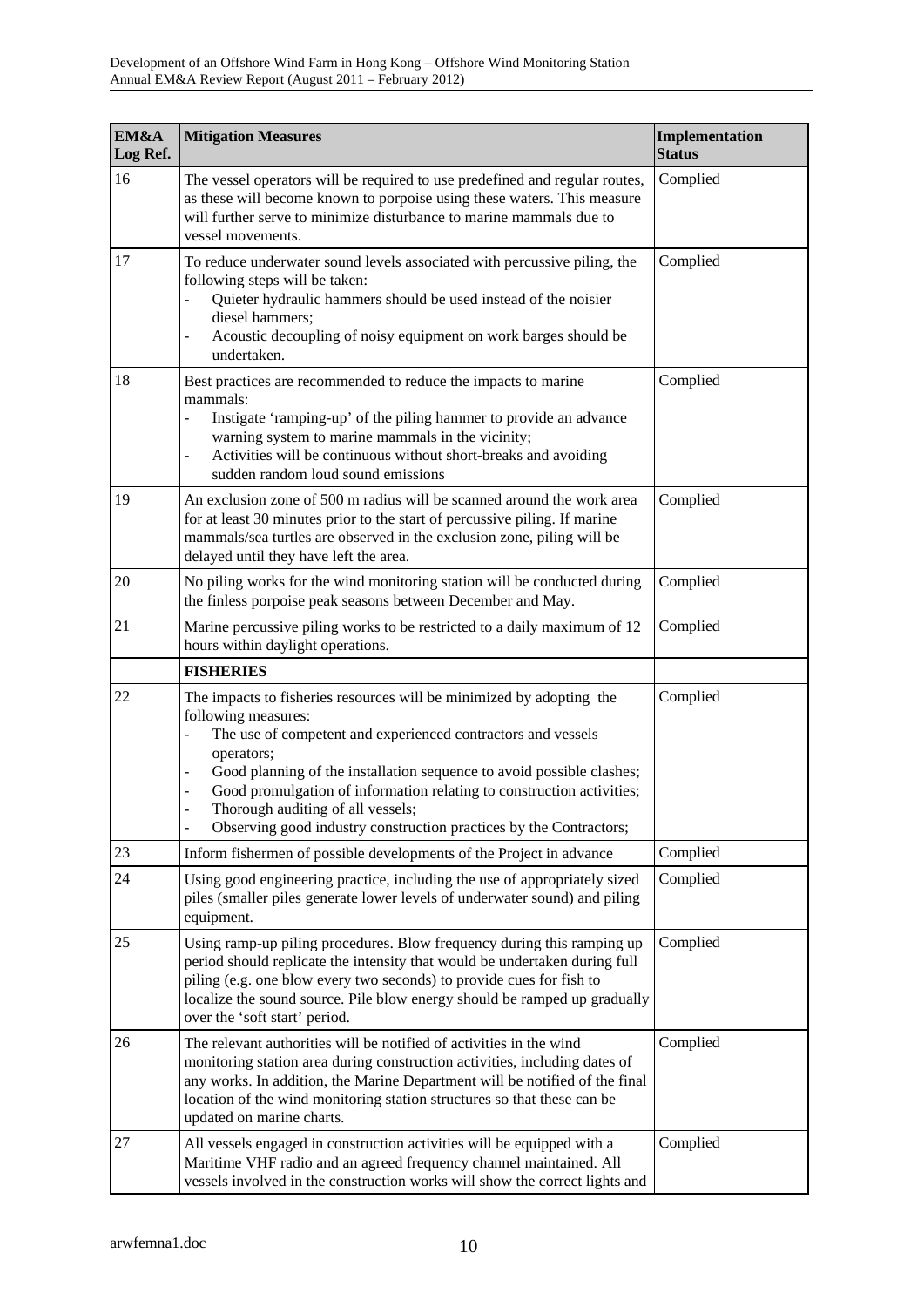| EM&A Log Ref. | Mitigation Measures | Implementation Status |
|---|---|---|
| 16 | The vessel operators will be required to use predefined and regular routes, as these will become known to porpoise using these waters. This measure will further serve to minimize disturbance to marine mammals due to vessel movements. | Complied |
| 17 | To reduce underwater sound levels associated with percussive piling, the following steps will be taken:<br>- Quieter hydraulic hammers should be used instead of the noisier diesel hammers;<br>- Acoustic decoupling of noisy equipment on work barges should be undertaken. | Complied |
| 18 | Best practices are recommended to reduce the impacts to marine mammals:<br>- Instigate 'ramping-up' of the piling hammer to provide an advance warning system to marine mammals in the vicinity;<br>- Activities will be continuous without short-breaks and avoiding sudden random loud sound emissions | Complied |
| 19 | An exclusion zone of 500 m radius will be scanned around the work area for at least 30 minutes prior to the start of percussive piling. If marine mammals/sea turtles are observed in the exclusion zone, piling will be delayed until they have left the area. | Complied |
| 20 | No piling works for the wind monitoring station will be conducted during the finless porpoise peak seasons between December and May. | Complied |
| 21 | Marine percussive piling works to be restricted to a daily maximum of 12 hours within daylight operations. | Complied |
| | **FISHERIES** | |
| 22 | The impacts to fisheries resources will be minimized by adopting the following measures:<br>- The use of competent and experienced contractors and vessels operators;<br>- Good planning of the installation sequence to avoid possible clashes;<br>- Good promulgation of information relating to construction activities;<br>- Thorough auditing of all vessels;<br>- Observing good industry construction practices by the Contractors; | Complied |
| 23 | Inform fishermen of possible developments of the Project in advance | Complied |
| 24 | Using good engineering practice, including the use of appropriately sized piles (smaller piles generate lower levels of underwater sound) and piling equipment. | Complied |
| 25 | Using ramp-up piling procedures. Blow frequency during this ramping up period should replicate the intensity that would be undertaken during full piling (e.g. one blow every two seconds) to provide cues for fish to localize the sound source. Pile blow energy should be ramped up gradually over the 'soft start' period. | Complied |
| 26 | The relevant authorities will be notified of activities in the wind monitoring station area during construction activities, including dates of any works. In addition, the Marine Department will be notified of the final location of the wind monitoring station structures so that these can be updated on marine charts. | Complied |
| 27 | All vessels engaged in construction activities will be equipped with a Maritime VHF radio and an agreed frequency channel maintained. All vessels involved in the construction works will show the correct lights and | Complied |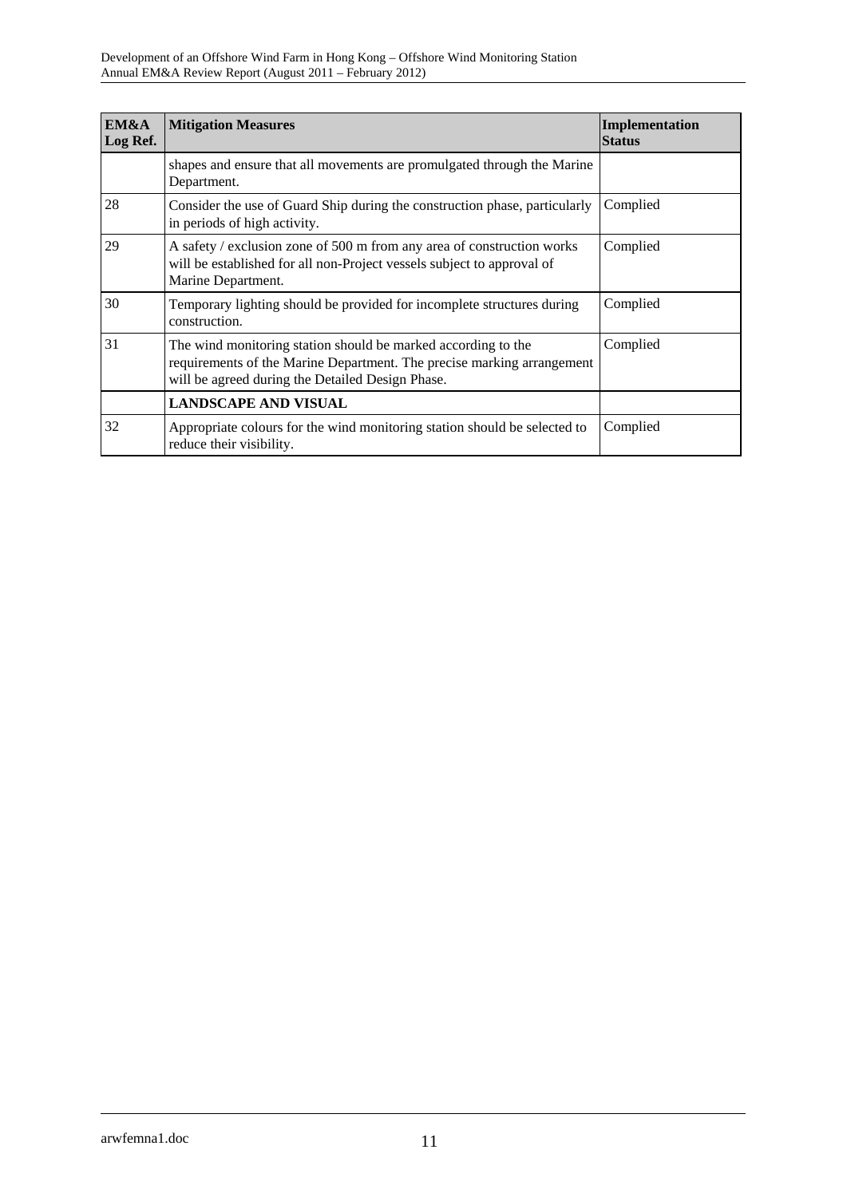| EM&A Log Ref. | Mitigation Measures | Implementation Status |
|---|---|---|
| | shapes and ensure that all movements are promulgated through the Marine Department. | |
| 28 | Consider the use of Guard Ship during the construction phase, particularly in periods of high activity. | Complied |
| 29 | A safety / exclusion zone of 500 m from any area of construction works will be established for all non-Project vessels subject to approval of Marine Department. | Complied |
| 30 | Temporary lighting should be provided for incomplete structures during construction. | Complied |
| 31 | The wind monitoring station should be marked according to the requirements of the Marine Department. The precise marking arrangement will be agreed during the Detailed Design Phase. | Complied |
| | **LANDSCAPE AND VISUAL** | |
| 32 | Appropriate colours for the wind monitoring station should be selected to reduce their visibility. | Complied |